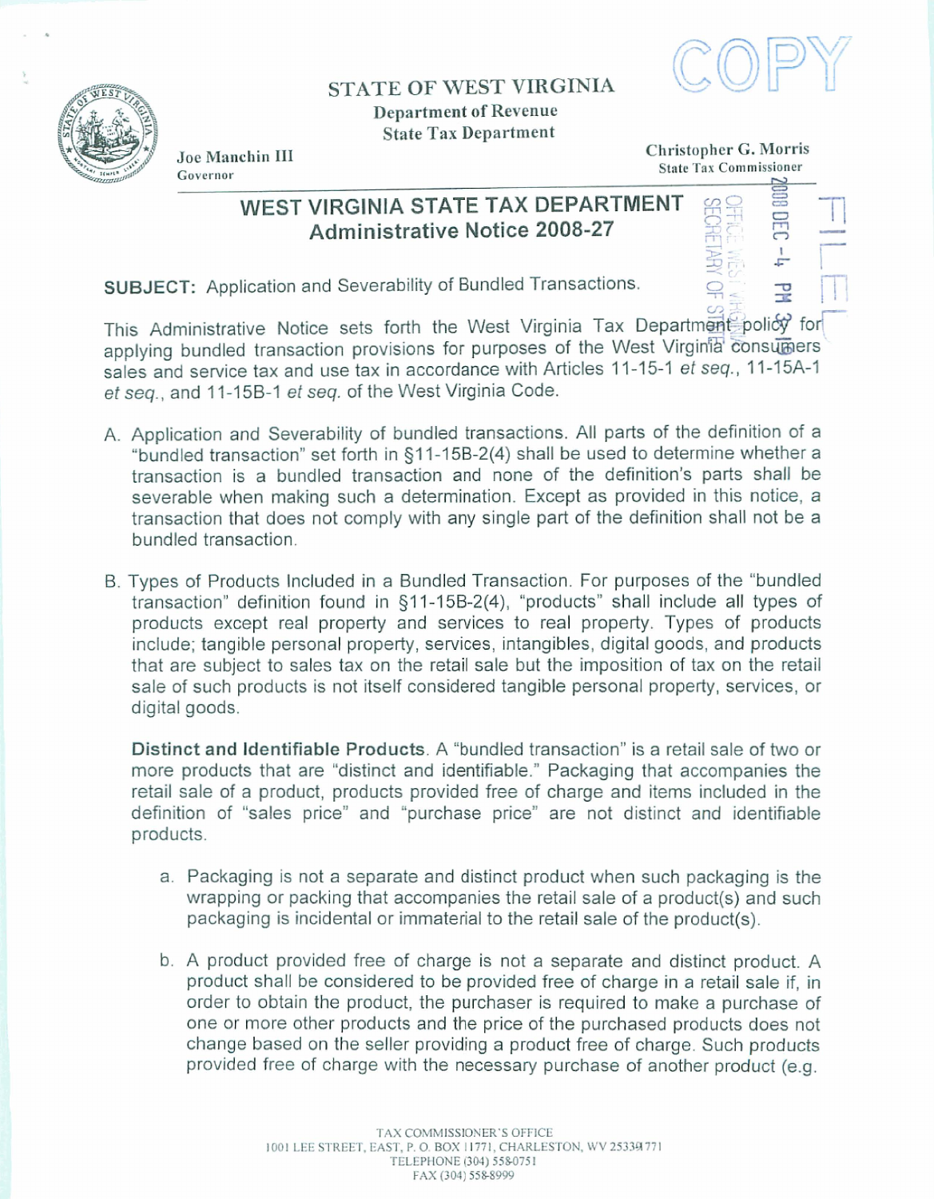# STATE OF WEST VIRGINIA

**Department of Revenue**
**State Tax Department**

Joe Manchin III
Governor

Christopher G. Morris
State Tax Commissioner

COPY

## WEST VIRGINIA STATE TAX DEPARTMENT
## Administrative Notice 2008-27

**SUBJECT:** Application and Severability of Bundled Transactions.

This Administrative Notice sets forth the West Virginia Tax Department policy for applying bundled transaction provisions for purposes of the West Virginia consumers sales and service tax and use tax in accordance with Articles 11-15-1 *et seq.*, 11-15A-1 *et seq.*, and 11-15B-1 *et seq.* of the West Virginia Code.

A. Application and Severability of bundled transactions. All parts of the definition of a "bundled transaction" set forth in §11-15B-2(4) shall be used to determine whether a transaction is a bundled transaction and none of the definition's parts shall be severable when making such a determination. Except as provided in this notice, a transaction that does not comply with any single part of the definition shall not be a bundled transaction.

B. Types of Products Included in a Bundled Transaction. For purposes of the "bundled transaction" definition found in §11-15B-2(4), "products" shall include all types of products except real property and services to real property. Types of products include; tangible personal property, services, intangibles, digital goods, and products that are subject to sales tax on the retail sale but the imposition of tax on the retail sale of such products is not itself considered tangible personal property, services, or digital goods.

**Distinct and Identifiable Products**. A "bundled transaction" is a retail sale of two or more products that are "distinct and identifiable." Packaging that accompanies the retail sale of a product, products provided free of charge and items included in the definition of "sales price" and "purchase price" are not distinct and identifiable products.

a. Packaging is not a separate and distinct product when such packaging is the wrapping or packing that accompanies the retail sale of a product(s) and such packaging is incidental or immaterial to the retail sale of the product(s).

b. A product provided free of charge is not a separate and distinct product. A product shall be considered to be provided free of charge in a retail sale if, in order to obtain the product, the purchaser is required to make a purchase of one or more other products and the price of the purchased products does not change based on the seller providing a product free of charge. Such products provided free of charge with the necessary purchase of another product (e.g.

TAX COMMISSIONER'S OFFICE
1001 LEE STREET, EAST, P. O. BOX 11771, CHARLESTON, WV 25339-1771
TELEPHONE (304) 558-0751
FAX (304) 558-8999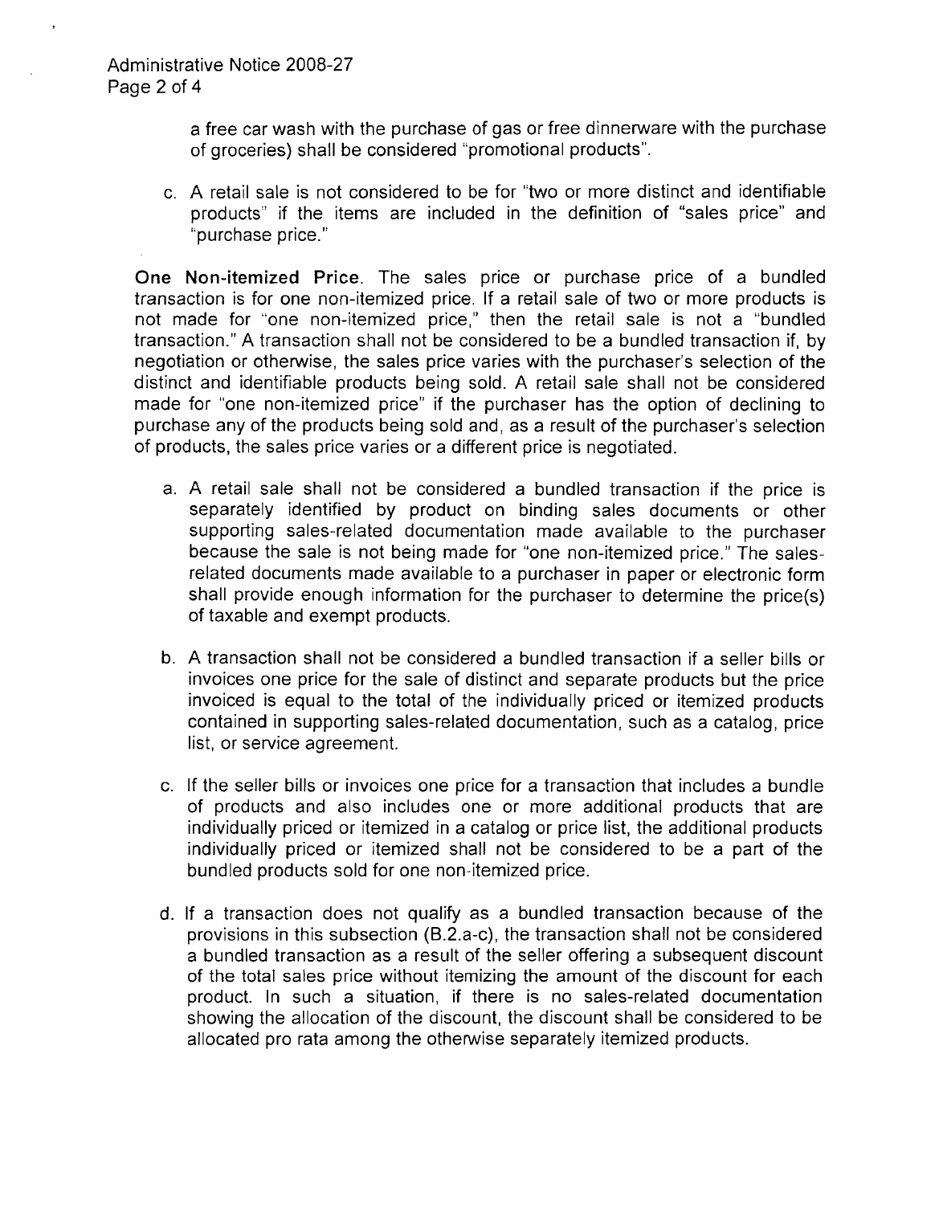a free car wash with the purchase of gas or free dinnerware with the purchase of groceries) shall be considered "promotional products".

c. A retail sale is not considered to be for "two or more distinct and identifiable products" if the items are included in the definition of "sales price" and "purchase price."

**One Non-itemized Price**. The sales price or purchase price of a bundled transaction is for one non-itemized price. If a retail sale of two or more products is not made for "one non-itemized price," then the retail sale is not a "bundled transaction." A transaction shall not be considered to be a bundled transaction if, by negotiation or otherwise, the sales price varies with the purchaser's selection of the distinct and identifiable products being sold. A retail sale shall not be considered made for "one non-itemized price" if the purchaser has the option of declining to purchase any of the products being sold and, as a result of the purchaser's selection of products, the sales price varies or a different price is negotiated.

a. A retail sale shall not be considered a bundled transaction if the price is separately identified by product on binding sales documents or other supporting sales-related documentation made available to the purchaser because the sale is not being made for "one non-itemized price." The sales-related documents made available to a purchaser in paper or electronic form shall provide enough information for the purchaser to determine the price(s) of taxable and exempt products.

b. A transaction shall not be considered a bundled transaction if a seller bills or invoices one price for the sale of distinct and separate products but the price invoiced is equal to the total of the individually priced or itemized products contained in supporting sales-related documentation, such as a catalog, price list, or service agreement.

c. If the seller bills or invoices one price for a transaction that includes a bundle of products and also includes one or more additional products that are individually priced or itemized in a catalog or price list, the additional products individually priced or itemized shall not be considered to be a part of the bundled products sold for one non-itemized price.

d. If a transaction does not qualify as a bundled transaction because of the provisions in this subsection (B.2.a-c), the transaction shall not be considered a bundled transaction as a result of the seller offering a subsequent discount of the total sales price without itemizing the amount of the discount for each product. In such a situation, if there is no sales-related documentation showing the allocation of the discount, the discount shall be considered to be allocated pro rata among the otherwise separately itemized products.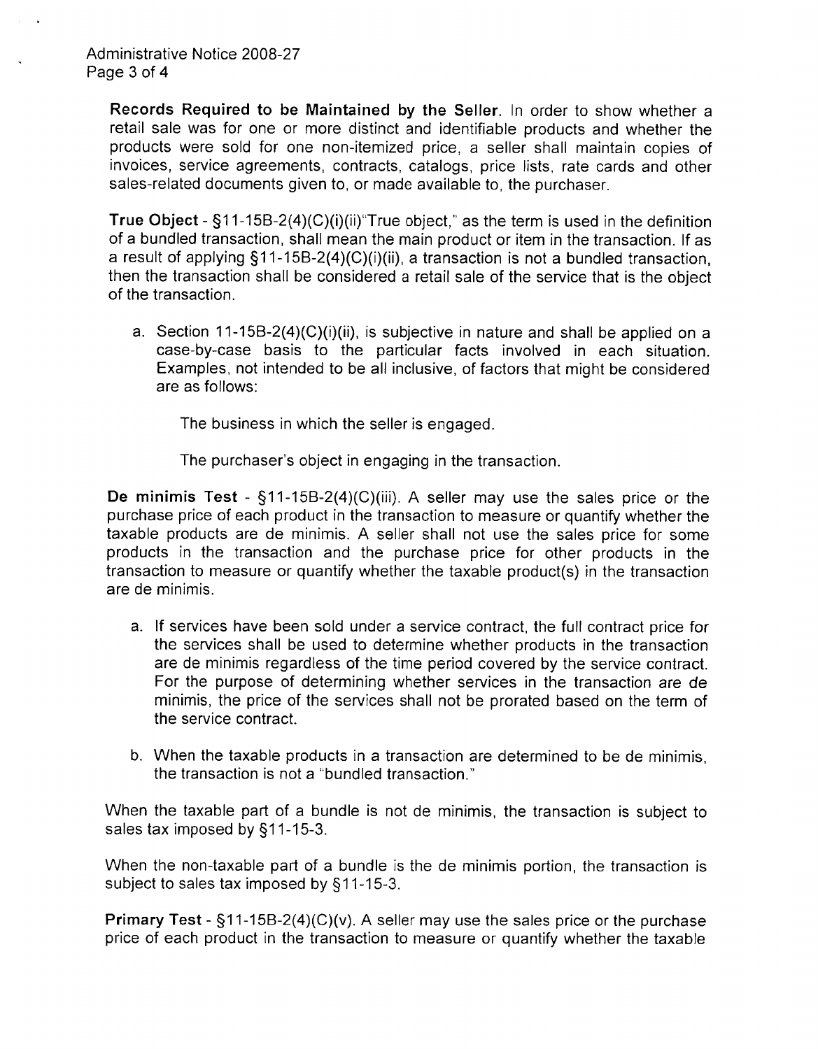**Records Required to be Maintained by the Seller.** In order to show whether a retail sale was for one or more distinct and identifiable products and whether the products were sold for one non-itemized price, a seller shall maintain copies of invoices, service agreements, contracts, catalogs, price lists, rate cards and other sales-related documents given to, or made available to, the purchaser.

**True Object** - §11-15B-2(4)(C)(i)(ii)"True object," as the term is used in the definition of a bundled transaction, shall mean the main product or item in the transaction. If as a result of applying §11-15B-2(4)(C)(i)(ii), a transaction is not a bundled transaction, then the transaction shall be considered a retail sale of the service that is the object of the transaction.

a. Section 11-15B-2(4)(C)(i)(ii), is subjective in nature and shall be applied on a case-by-case basis to the particular facts involved in each situation. Examples, not intended to be all inclusive, of factors that might be considered are as follows:

   The business in which the seller is engaged.

   The purchaser's object in engaging in the transaction.

**De minimis Test** - §11-15B-2(4)(C)(iii). A seller may use the sales price or the purchase price of each product in the transaction to measure or quantify whether the taxable products are de minimis. A seller shall not use the sales price for some products in the transaction and the purchase price for other products in the transaction to measure or quantify whether the taxable product(s) in the transaction are de minimis.

a. If services have been sold under a service contract, the full contract price for the services shall be used to determine whether products in the transaction are de minimis regardless of the time period covered by the service contract. For the purpose of determining whether services in the transaction are de minimis, the price of the services shall not be prorated based on the term of the service contract.

b. When the taxable products in a transaction are determined to be de minimis, the transaction is not a "bundled transaction."

When the taxable part of a bundle is not de minimis, the transaction is subject to sales tax imposed by §11-15-3.

When the non-taxable part of a bundle is the de minimis portion, the transaction is subject to sales tax imposed by §11-15-3.

**Primary Test** - §11-15B-2(4)(C)(v). A seller may use the sales price or the purchase price of each product in the transaction to measure or quantify whether the taxable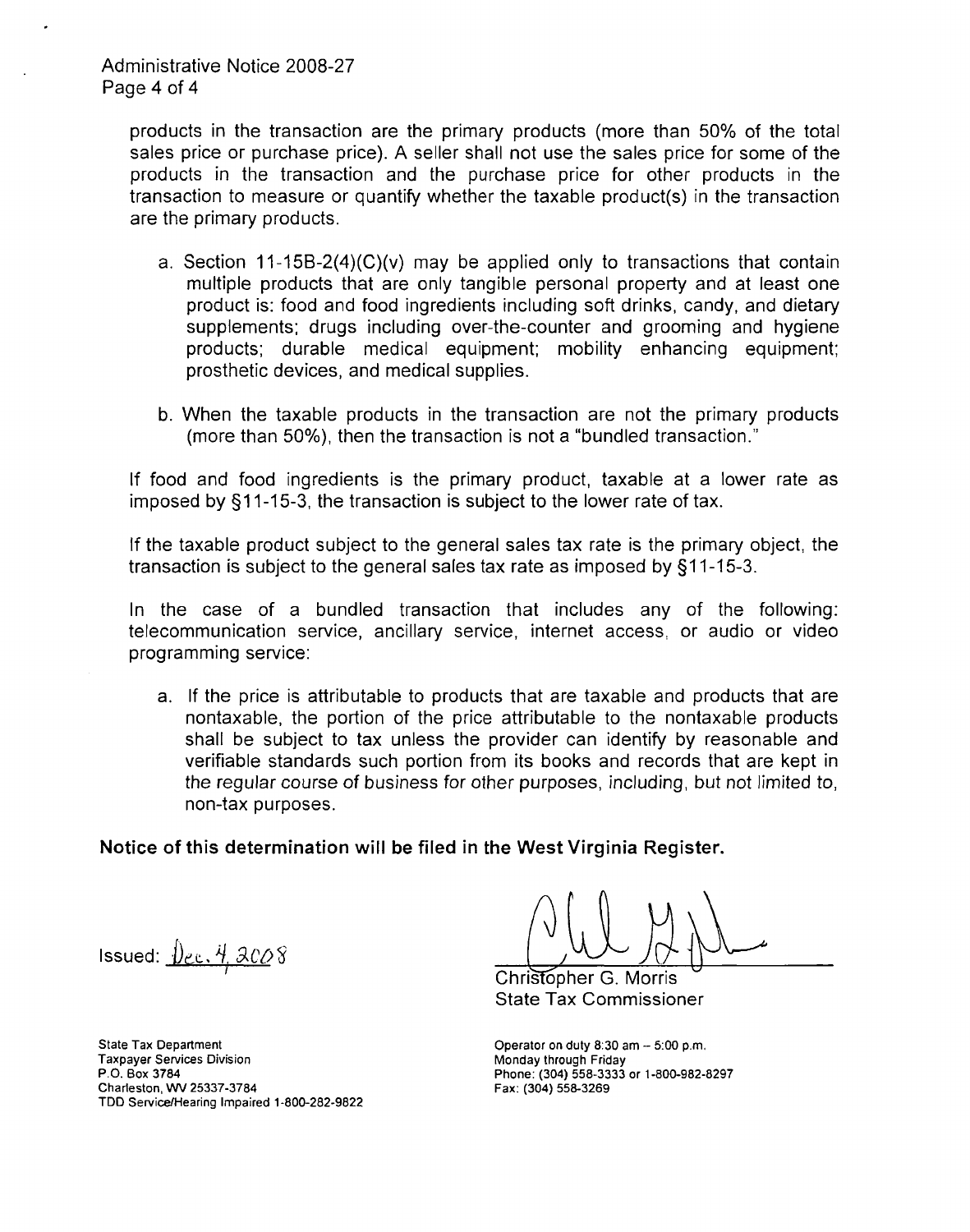products in the transaction are the primary products (more than 50% of the total sales price or purchase price). A seller shall not use the sales price for some of the products in the transaction and the purchase price for other products in the transaction to measure or quantify whether the taxable product(s) in the transaction are the primary products.

a. Section 11-15B-2(4)(C)(v) may be applied only to transactions that contain multiple products that are only tangible personal property and at least one product is: food and food ingredients including soft drinks, candy, and dietary supplements; drugs including over-the-counter and grooming and hygiene products; durable medical equipment; mobility enhancing equipment; prosthetic devices, and medical supplies.

b. When the taxable products in the transaction are not the primary products (more than 50%), then the transaction is not a "bundled transaction."

If food and food ingredients is the primary product, taxable at a lower rate as imposed by §11-15-3, the transaction is subject to the lower rate of tax.

If the taxable product subject to the general sales tax rate is the primary object, the transaction is subject to the general sales tax rate as imposed by §11-15-3.

In the case of a bundled transaction that includes any of the following: telecommunication service, ancillary service, internet access, or audio or video programming service:

a. If the price is attributable to products that are taxable and products that are nontaxable, the portion of the price attributable to the nontaxable products shall be subject to tax unless the provider can identify by reasonable and verifiable standards such portion from its books and records that are kept in the regular course of business for other purposes, including, but not limited to, non-tax purposes.

**Notice of this determination will be filed in the West Virginia Register.**

Issued: Dec. 4, 2008

Christopher G. Morris
State Tax Commissioner

State Tax Department
Taxpayer Services Division
P.O. Box 3784
Charleston, WV 25337-3784
TDD Service/Hearing Impaired 1-800-282-9822

Operator on duty 8:30 am – 5:00 p.m.
Monday through Friday
Phone: (304) 558-3333 or 1-800-982-8297
Fax: (304) 558-3269